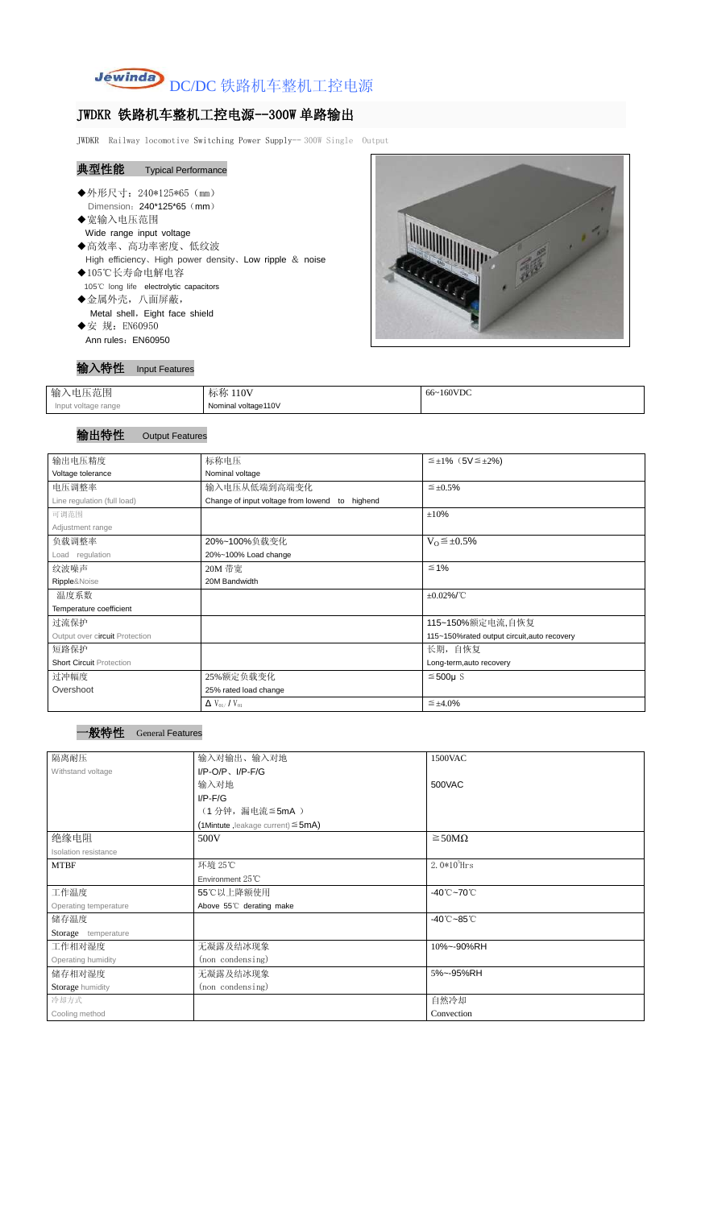# DC/DC 铁路机车整机工控电源

## JWDKR 铁路机车整机工控电源--300W 单路输出

JWDKR Railway locomotive Switching Power Supply-- 300W Single Output

### 典型性能 Typical Performance

- ◆外形尺寸：240*125*65（mm）
  Dimension：240*125*65（mm）
- ◆宽输入电压范围
  Wide range input voltage
- ◆高效率、高功率密度、低纹波
  High efficiency、High power density、Low ripple & noise
- ◆105℃长寿命电解电容
  105℃ long life electrolytic capacitors
- ◆金属外壳，八面屏蔽，
  Metal shell，Eight face shield
- ◆安 规：EN60950
  Ann rules：EN60950

### 输入特性 Input Features

| 输入电压范围<br>Input voltage range | 标称 110V<br>Nominal voltage110V | 66~160VDC |
|---|---|---|

### 输出特性 Output Features

| 输出电压精度<br>Voltage tolerance | 标称电压<br>Nominal voltage | ≦±1%（5V≦±2%) |
|---|---|---|
| 电压调整率<br>Line regulation (full load) | 输入电压从低端到高端变化<br>Change of input voltage from lowend to highend | ≦±0.5% |
| 可调范围<br>Adjustment range | | ±10% |
| 负载调整率<br>Load regulation | 20%~100%负载变化<br>20%~100% Load change | $V_O$≦±0.5% |
| 纹波噪声<br>Ripple&Noise | 20M 带宽<br>20M Bandwidth | ≦1% |
| 温度系数<br>Temperature coefficient | | ±0.02%/℃ |
| 过流保护<br>Output over circuit Protection | | 115~150%额定电流,自恢复<br>115~150%rated output circuit,auto recovery |
| 短路保护<br>Short Circuit Protection | | 长期，自恢复<br>Long-term,auto recovery |
| 过冲幅度<br>Overshoot | 25%额定负载变化<br>25% rated load change | ≦500μ S |
| | $\Delta V_{01}/V_{01}$ | ≦±4.0% |

### 一般特性 General Features

| 隔离耐压<br>Withstand voltage | 输入对输出、输入对地<br>I/P-O/P、I/P-F/G | 1500VAC |
|---|---|---|
| | 输入对地<br>I/P-F/G<br>（1 分钟，漏电流≦5mA ）<br>(1Mintute ,leakage current)≦5mA) | 500VAC |
| 绝缘电阻<br>Isolation resistance | 500V | ≧50MΩ |
| MTBF | 环境 25℃<br>Environment 25℃ | $2.0*10^5$Hrs |
| 工作温度<br>Operating temperature | 55℃以上降额使用<br>Above 55℃ derating make | -40℃~70℃ |
| 储存温度<br>Storage temperature | | -40℃~85℃ |
| 工作相对湿度<br>Operating humidity | 无凝露及结冰现象<br>(non condensing) | 10%~-90%RH |
| 储存相对湿度<br>Storage humidity | 无凝露及结冰现象<br>(non condensing) | 5%~-95%RH |
| 冷却方式<br>Cooling method | | 自然冷却<br>Convection |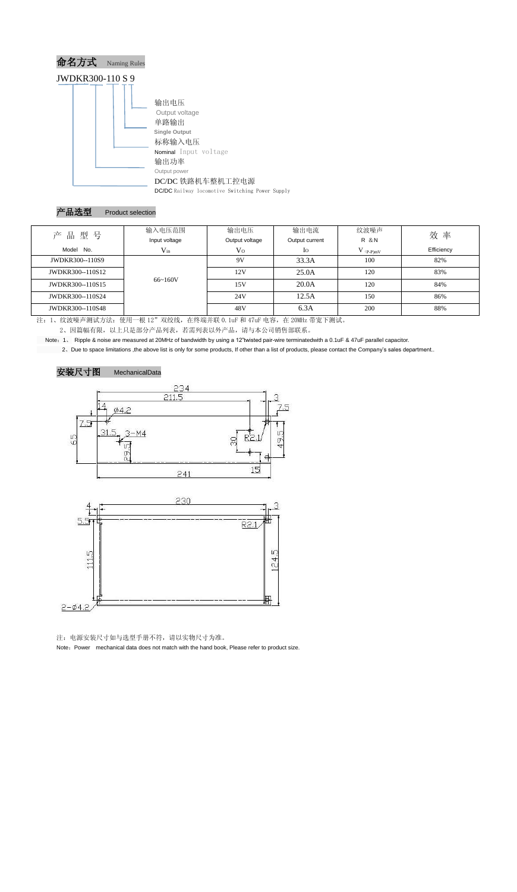## 命名方式 Naming Rules

JWDKR300-110 S 9

- 输出电压 Output voltage
- 单路输出 Single Output
- 标称输入电压 Nominal Input voltage
- 输出功率 Output power
- DC/DC 铁路机车整机工控电源 DC/DC Railway locomotive Switching Power Supply

## 产品选型 Product selection

| 产 品 型 号<br>Model No. | 输入电压范围<br>Input voltage<br>$V_{in}$ | 输出电压<br>Output voltage<br>$V_O$ | 输出电流<br>Output current<br>$I_O$ | 纹波噪声<br>R &N<br>$V_{(P-P)mV}$ | 效 率<br>Efficiency |
|---|---|---|---|---|---|
| JWDKR300--110S9 | 66~160V | 9V | 33.3A | 100 | 82% |
| JWDKR300--110S12 | | 12V | 25.0A | 120 | 83% |
| JWDKR300--110S15 | | 15V | 20.0A | 120 | 84% |
| JWDKR300--110S24 | | 24V | 12.5A | 150 | 86% |
| JWDKR300--110S48 | | 48V | 6.3A | 200 | 88% |

注：1、纹波噪声测试方法：使用一根 12" 双绞线，在终端并联 0.1uF 和 47uF 电容，在 20MHz 带宽下测试。

2、因篇幅有限，以上只是部分产品列表，若需列表以外产品，请与本公司销售部联系。

Note：1、 Ripple & noise are measured at 20MHz of bandwidth by using a 12"twisted pair-wire terminatedwith a 0.1uF & 47uF parallel capacitor.

2、Due to space limitations ,the above list is only for some products, If other than a list of products, please contact the Company's sales department..

## 安装尺寸图 MechanicalData

234
211.5
3
14
Ø4.2
7.5
7.5
65
31.5
3-M4
30
R2.1
49.5
29.5
15
241

230
4
3
5.5
R2.1
111.5
124.5
2-Ø4.2

注：电源安装尺寸如与选型手册不符，请以实物尺寸为准。

Note：Power mechanical data does not match with the hand book, Please refer to product size.